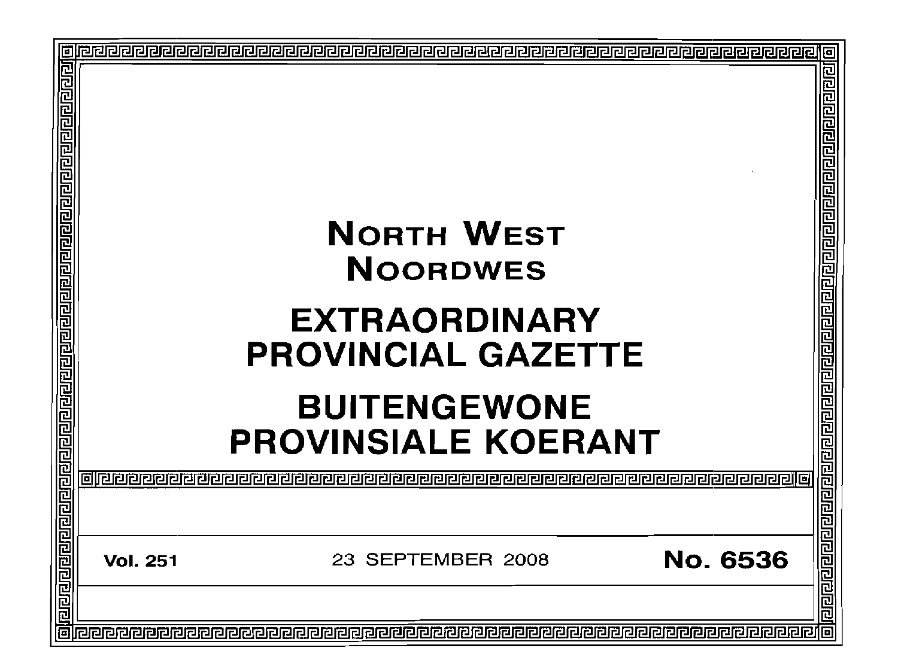# NORTH WEST
# NOORDWES

# EXTRAORDINARY PROVINCIAL GAZETTE

# BUITENGEWONE PROVINSIALE KOERANT

**Vol. 251** | 23 SEPTEMBER 2008 | **No. 6536**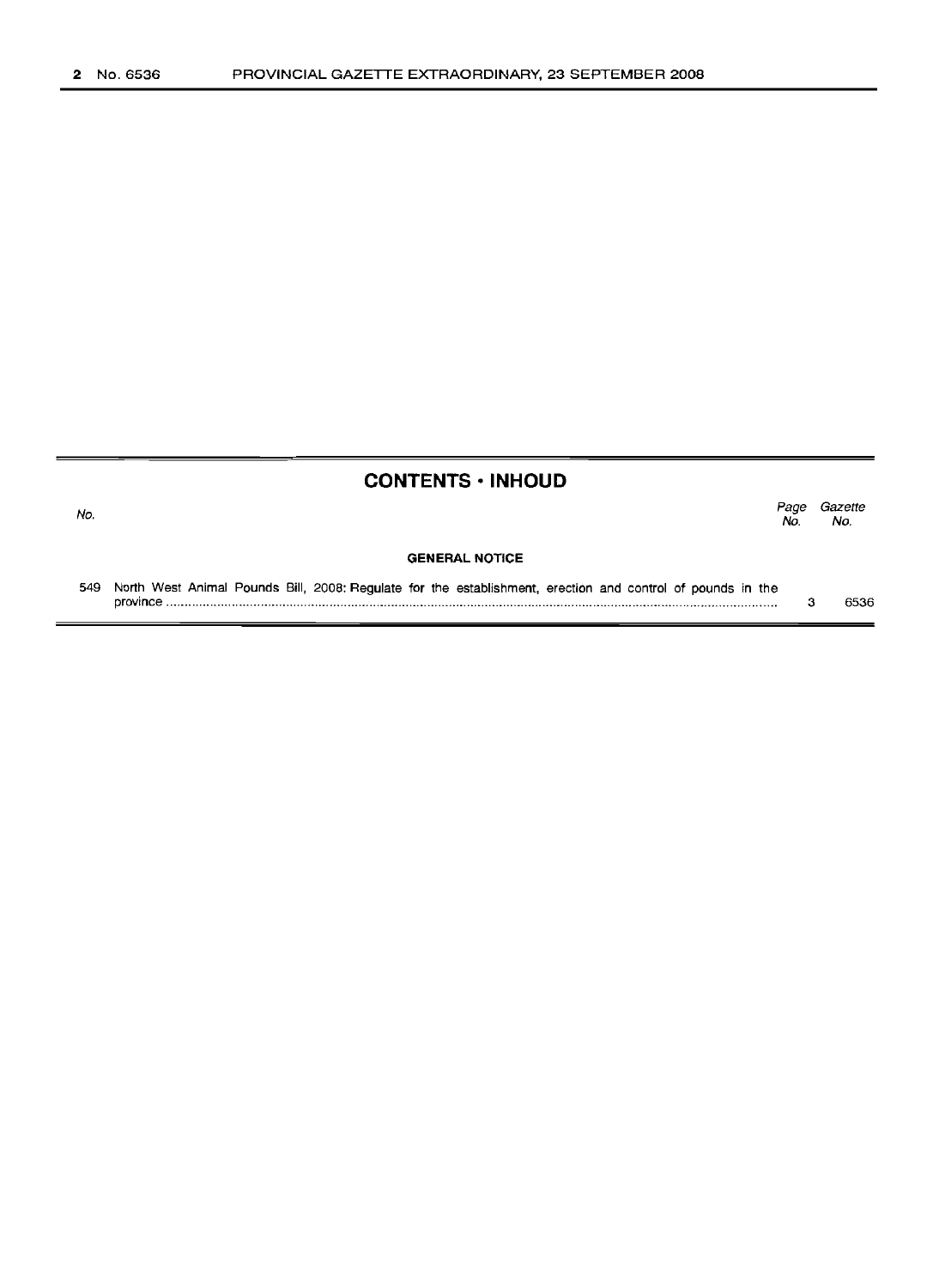## CONTENTS · INHOUD

| No. | | Page No. | Gazette No. |
|---|---|---|---|
| | **GENERAL NOTICE** | | |
| 549 | North West Animal Pounds Bill, 2008: Regulate for the establishment, erection and control of pounds in the province | 3 | 6536 |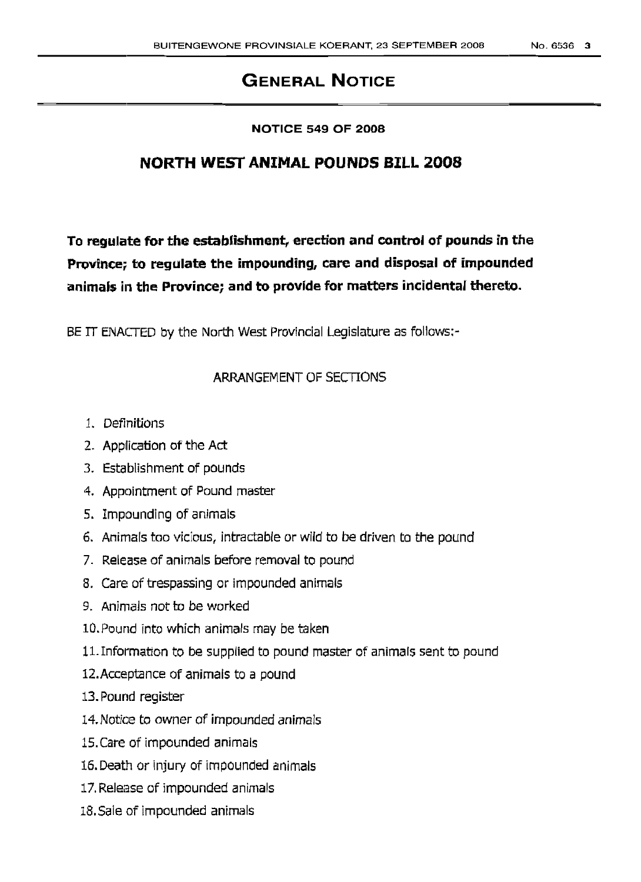# GENERAL NOTICE

**NOTICE 549 OF 2008**

## NORTH WEST ANIMAL POUNDS BILL 2008

**To regulate for the establishment, erection and control of pounds in the Province; to regulate the impounding, care and disposal of impounded animals in the Province; and to provide for matters incidental thereto.**

BE IT ENACTED by the North West Provincial Legislature as follows:-

ARRANGEMENT OF SECTIONS

1. Definitions
2. Application of the Act
3. Establishment of pounds
4. Appointment of Pound master
5. Impounding of animals
6. Animals too vicious, intractable or wild to be driven to the pound
7. Release of animals before removal to pound
8. Care of trespassing or impounded animals
9. Animals not to be worked
10. Pound into which animals may be taken
11. Information to be supplied to pound master of animals sent to pound
12. Acceptance of animals to a pound
13. Pound register
14. Notice to owner of impounded animals
15. Care of impounded animals
16. Death or injury of impounded animals
17. Release of impounded animals
18. Sale of impounded animals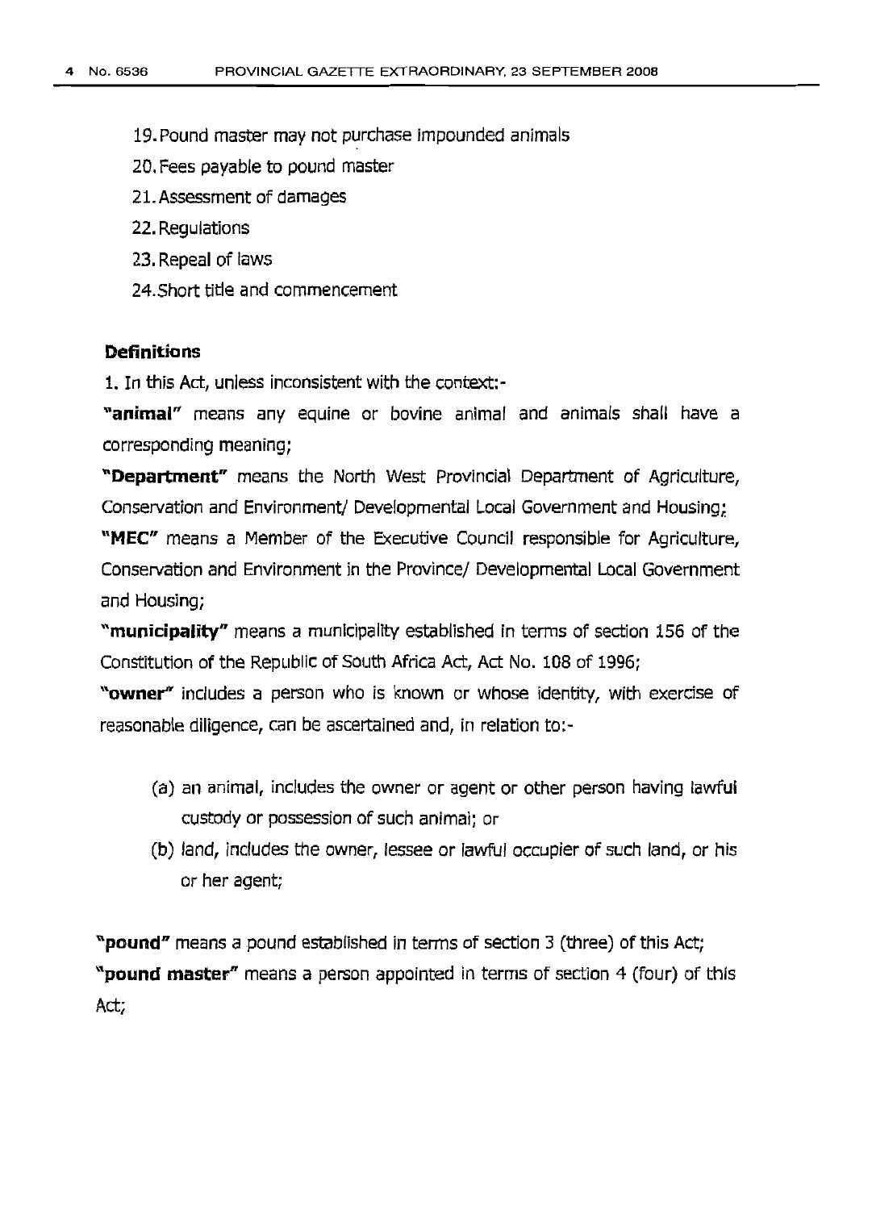19. Pound master may not purchase impounded animals
20. Fees payable to pound master
21. Assessment of damages
22. Regulations
23. Repeal of laws
24. Short title and commencement

**Definitions**

1. In this Act, unless inconsistent with the context:-

**"animal"** means any equine or bovine animal and animals shall have a corresponding meaning;

**"Department"** means the North West Provincial Department of Agriculture, Conservation and Environment/ Developmental Local Government and Housing;

**"MEC"** means a Member of the Executive Council responsible for Agriculture, Conservation and Environment in the Province/ Developmental Local Government and Housing;

**"municipality"** means a municipality established in terms of section 156 of the Constitution of the Republic of South Africa Act, Act No. 108 of 1996;

**"owner"** includes a person who is known or whose identity, with exercise of reasonable diligence, can be ascertained and, in relation to:-

(a) an animal, includes the owner or agent or other person having lawful custody or possession of such animal; or

(b) land, includes the owner, lessee or lawful occupier of such land, or his or her agent;

**"pound"** means a pound established in terms of section 3 (three) of this Act;

**"pound master"** means a person appointed in terms of section 4 (four) of this Act;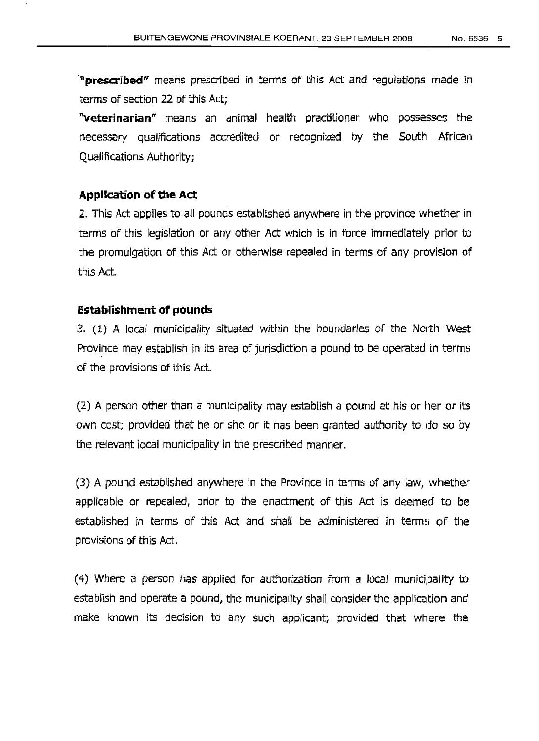"**prescribed**" means prescribed in terms of this Act and regulations made in terms of section 22 of this Act;

"**veterinarian**" means an animal health practitioner who possesses the necessary qualifications accredited or recognized by the South African Qualifications Authority;

**Application of the Act**

2. This Act applies to all pounds established anywhere in the province whether in terms of this legislation or any other Act which is in force immediately prior to the promulgation of this Act or otherwise repealed in terms of any provision of this Act.

**Establishment of pounds**

3. (1) A local municipality situated within the boundaries of the North West Province may establish in its area of jurisdiction a pound to be operated in terms of the provisions of this Act.

(2) A person other than a municipality may establish a pound at his or her or its own cost; provided that he or she or it has been granted authority to do so by the relevant local municipality in the prescribed manner.

(3) A pound established anywhere in the Province in terms of any law, whether applicable or repealed, prior to the enactment of this Act is deemed to be established in terms of this Act and shall be administered in terms of the provisions of this Act.

(4) Where a person has applied for authorization from a local municipality to establish and operate a pound, the municipality shall consider the application and make known its decision to any such applicant; provided that where the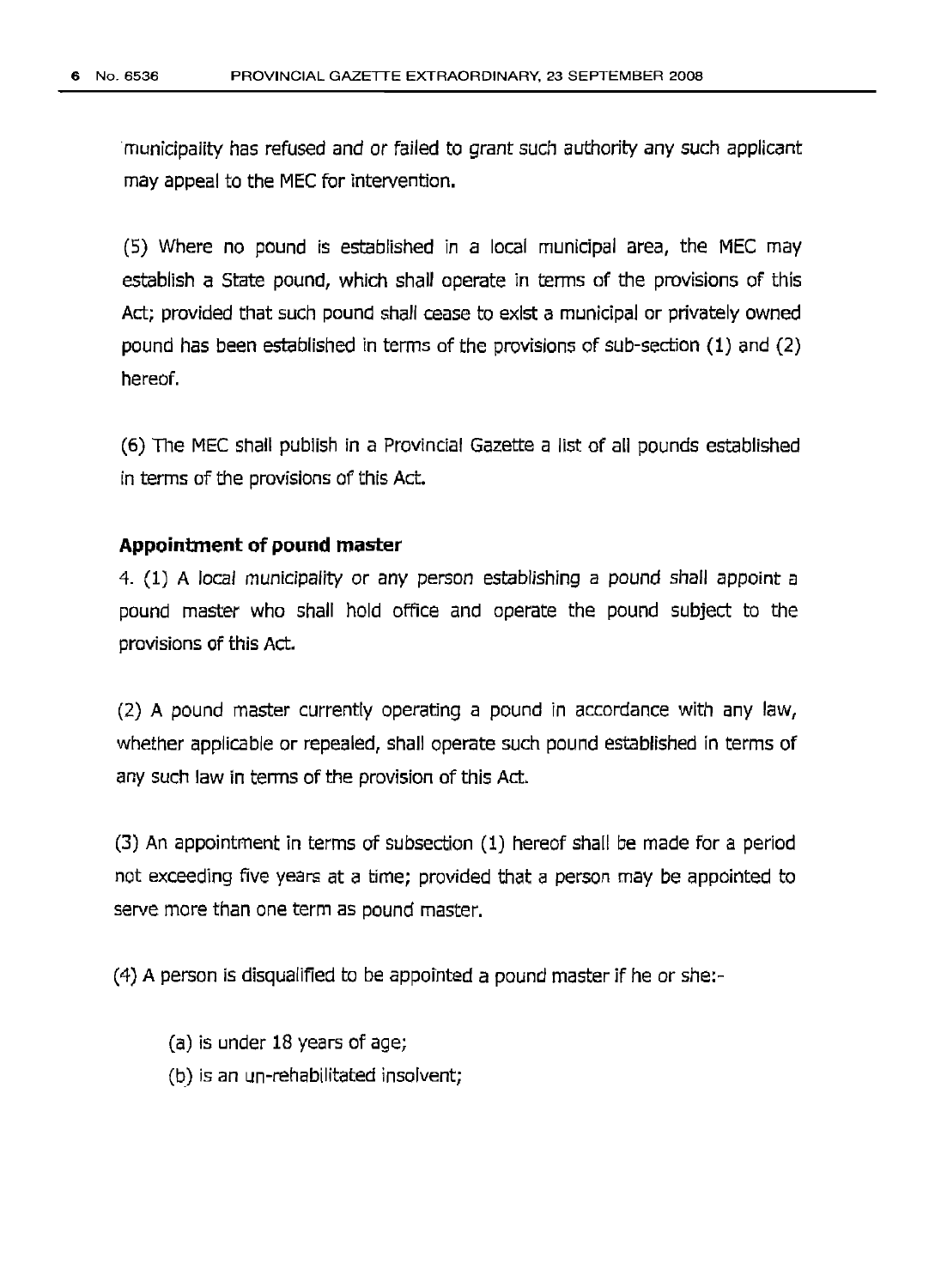municipality has refused and or failed to grant such authority any such applicant may appeal to the MEC for intervention.

(5) Where no pound is established in a local municipal area, the MEC may establish a State pound, which shall operate in terms of the provisions of this Act; provided that such pound shall cease to exist a municipal or privately owned pound has been established in terms of the provisions of sub-section (1) and (2) hereof.

(6) The MEC shall publish in a Provincial Gazette a list of all pounds established in terms of the provisions of this Act.

**Appointment of pound master**

4. (1) A local municipality or any person establishing a pound shall appoint a pound master who shall hold office and operate the pound subject to the provisions of this Act.

(2) A pound master currently operating a pound in accordance with any law, whether applicable or repealed, shall operate such pound established in terms of any such law in terms of the provision of this Act.

(3) An appointment in terms of subsection (1) hereof shall be made for a period not exceeding five years at a time; provided that a person may be appointed to serve more than one term as pound master.

(4) A person is disqualified to be appointed a pound master if he or she:-

(a) is under 18 years of age;

(b) is an un-rehabilitated insolvent;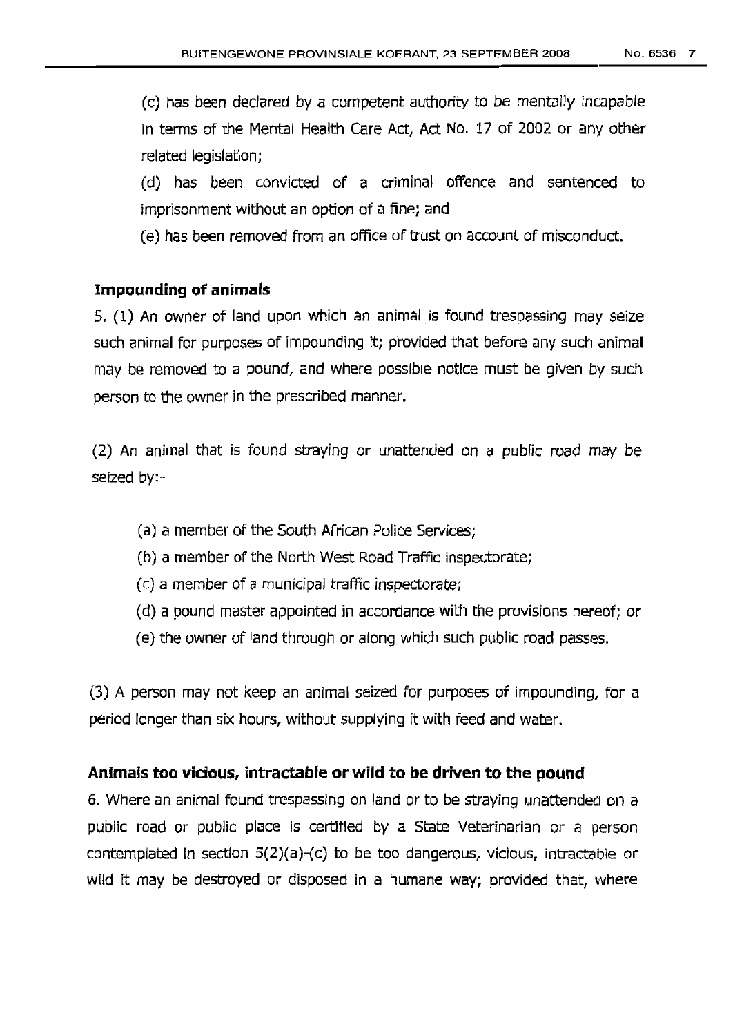(c) has been declared by a competent authority to be mentally incapable in terms of the Mental Health Care Act, Act No. 17 of 2002 or any other related legislation;

(d) has been convicted of a criminal offence and sentenced to imprisonment without an option of a fine; and

(e) has been removed from an office of trust on account of misconduct.

**Impounding of animals**

5. (1) An owner of land upon which an animal is found trespassing may seize such animal for purposes of impounding it; provided that before any such animal may be removed to a pound, and where possible notice must be given by such person to the owner in the prescribed manner.

(2) An animal that is found straying or unattended on a public road may be seized by:-

(a) a member of the South African Police Services;

(b) a member of the North West Road Traffic inspectorate;

(c) a member of a municipal traffic inspectorate;

(d) a pound master appointed in accordance with the provisions hereof; or

(e) the owner of land through or along which such public road passes.

(3) A person may not keep an animal seized for purposes of impounding, for a period longer than six hours, without supplying it with feed and water.

**Animals too vicious, intractable or wild to be driven to the pound**

6. Where an animal found trespassing on land or to be straying unattended on a public road or public place is certified by a State Veterinarian or a person contemplated in section 5(2)(a)-(c) to be too dangerous, vicious, intractable or wild it may be destroyed or disposed in a humane way; provided that, where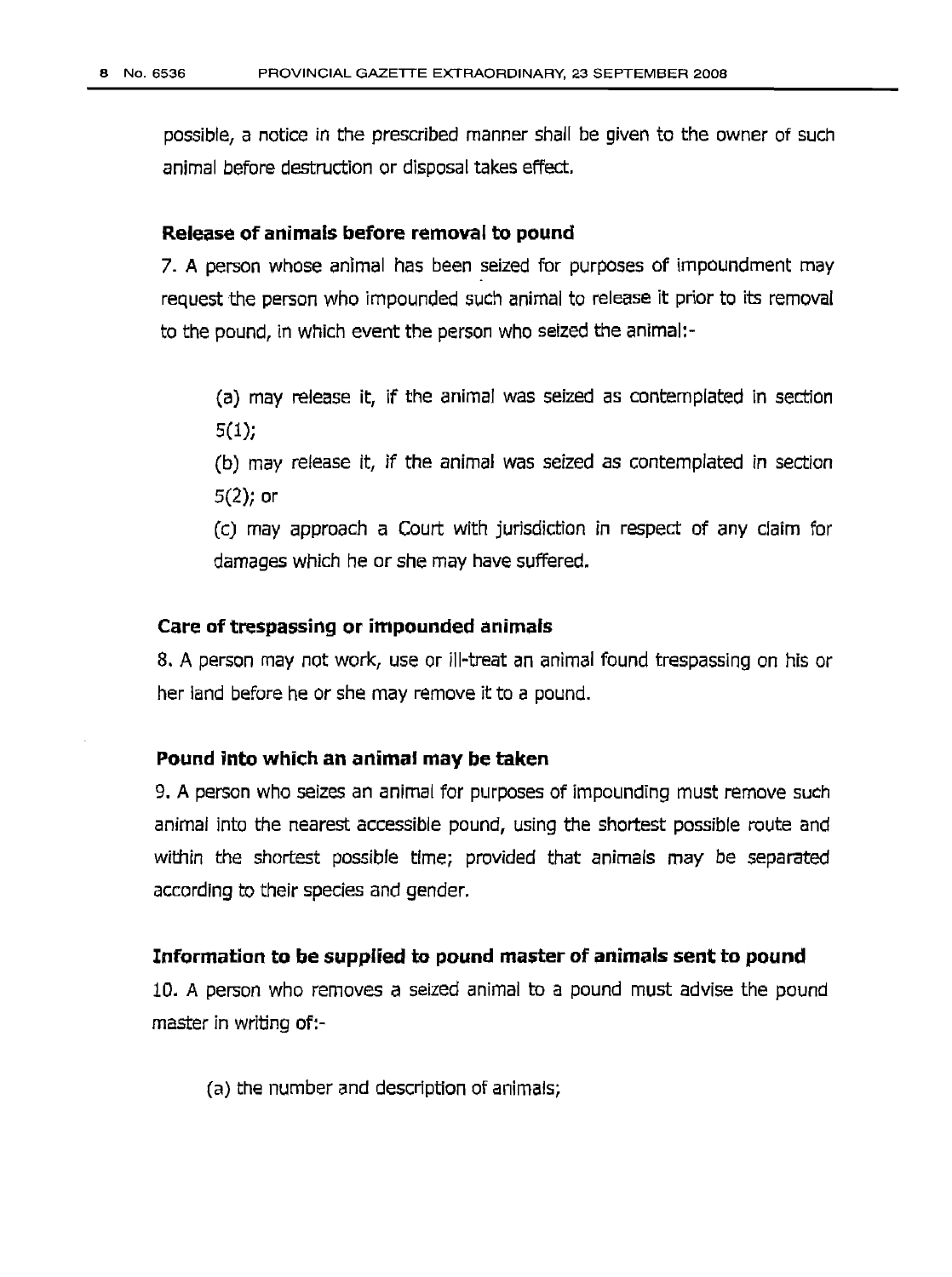possible, a notice in the prescribed manner shall be given to the owner of such animal before destruction or disposal takes effect.

**Release of animals before removal to pound**

7. A person whose animal has been seized for purposes of impoundment may request the person who impounded such animal to release it prior to its removal to the pound, in which event the person who seized the animal:-

(a) may release it, if the animal was seized as contemplated in section 5(1);

(b) may release it, if the animal was seized as contemplated in section 5(2); or

(c) may approach a Court with jurisdiction in respect of any claim for damages which he or she may have suffered.

**Care of trespassing or impounded animals**

8. A person may not work, use or ill-treat an animal found trespassing on his or her land before he or she may remove it to a pound.

**Pound into which an animal may be taken**

9. A person who seizes an animal for purposes of impounding must remove such animal into the nearest accessible pound, using the shortest possible route and within the shortest possible time; provided that animals may be separated according to their species and gender.

**Information to be supplied to pound master of animals sent to pound**

10. A person who removes a seized animal to a pound must advise the pound master in writing of:-

(a) the number and description of animals;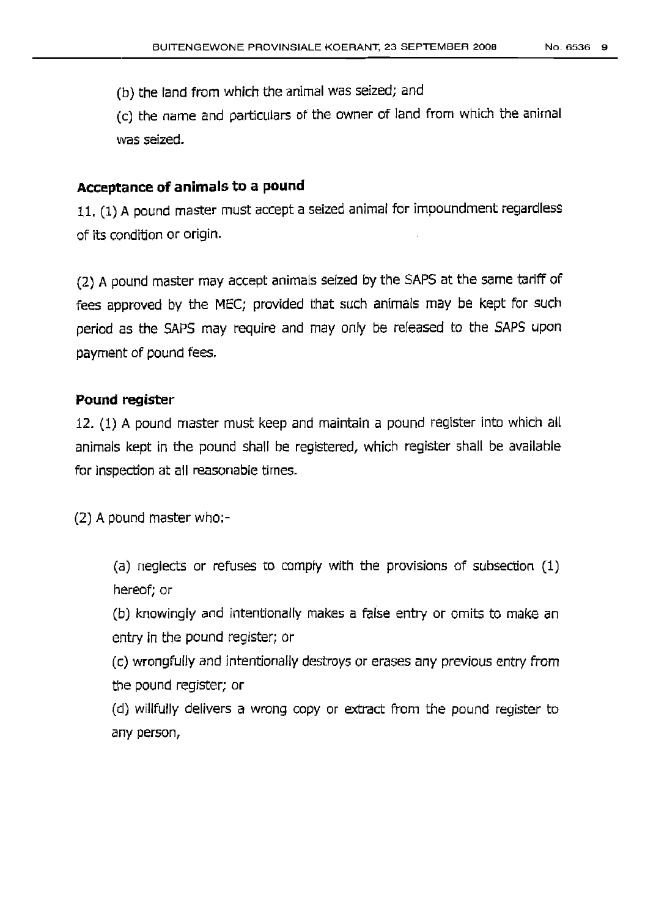(b) the land from which the animal was seized; and

(c) the name and particulars of the owner of land from which the animal was seized.

**Acceptance of animals to a pound**

11. (1) A pound master must accept a seized animal for impoundment regardless of its condition or origin.

(2) A pound master may accept animals seized by the SAPS at the same tariff of fees approved by the MEC; provided that such animals may be kept for such period as the SAPS may require and may only be released to the SAPS upon payment of pound fees.

**Pound register**

12. (1) A pound master must keep and maintain a pound register into which all animals kept in the pound shall be registered, which register shall be available for inspection at all reasonable times.

(2) A pound master who:-

> (a) neglects or refuses to comply with the provisions of subsection (1) hereof; or
>
> (b) knowingly and intentionally makes a false entry or omits to make an entry in the pound register; or
>
> (c) wrongfully and intentionally destroys or erases any previous entry from the pound register; or
>
> (d) willfully delivers a wrong copy or extract from the pound register to any person,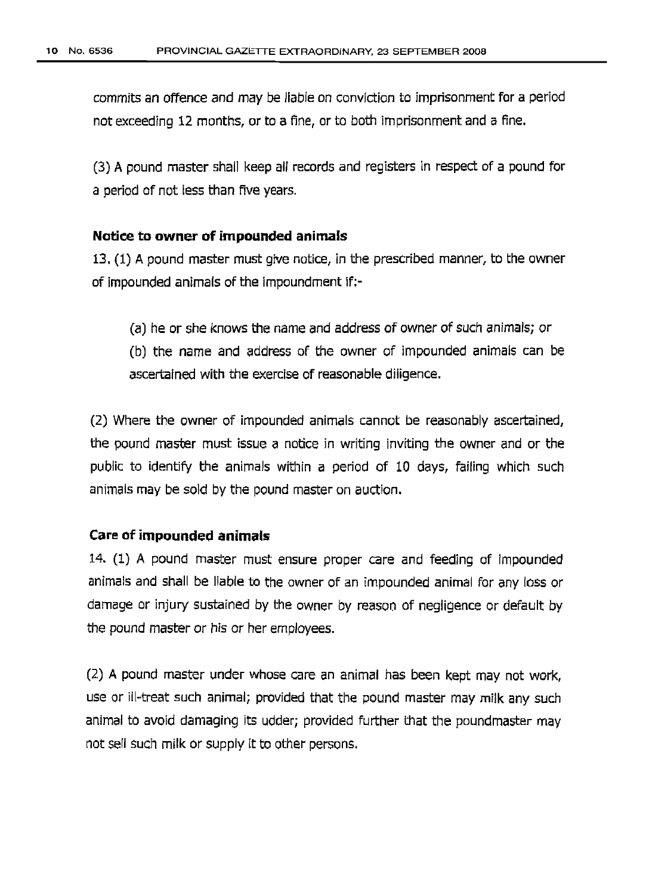commits an offence and may be liable on conviction to imprisonment for a period not exceeding 12 months, or to a fine, or to both imprisonment and a fine.

(3) A pound master shall keep all records and registers in respect of a pound for a period of not less than five years.

**Notice to owner of impounded animals**

13. (1) A pound master must give notice, in the prescribed manner, to the owner of impounded animals of the impoundment if:-

(a) he or she knows the name and address of owner of such animals; or

(b) the name and address of the owner of impounded animals can be ascertained with the exercise of reasonable diligence.

(2) Where the owner of impounded animals cannot be reasonably ascertained, the pound master must issue a notice in writing inviting the owner and or the public to identify the animals within a period of 10 days, failing which such animals may be sold by the pound master on auction.

**Care of impounded animals**

14. (1) A pound master must ensure proper care and feeding of impounded animals and shall be liable to the owner of an impounded animal for any loss or damage or injury sustained by the owner by reason of negligence or default by the pound master or his or her employees.

(2) A pound master under whose care an animal has been kept may not work, use or ill-treat such animal; provided that the pound master may milk any such animal to avoid damaging its udder; provided further that the poundmaster may not sell such milk or supply it to other persons.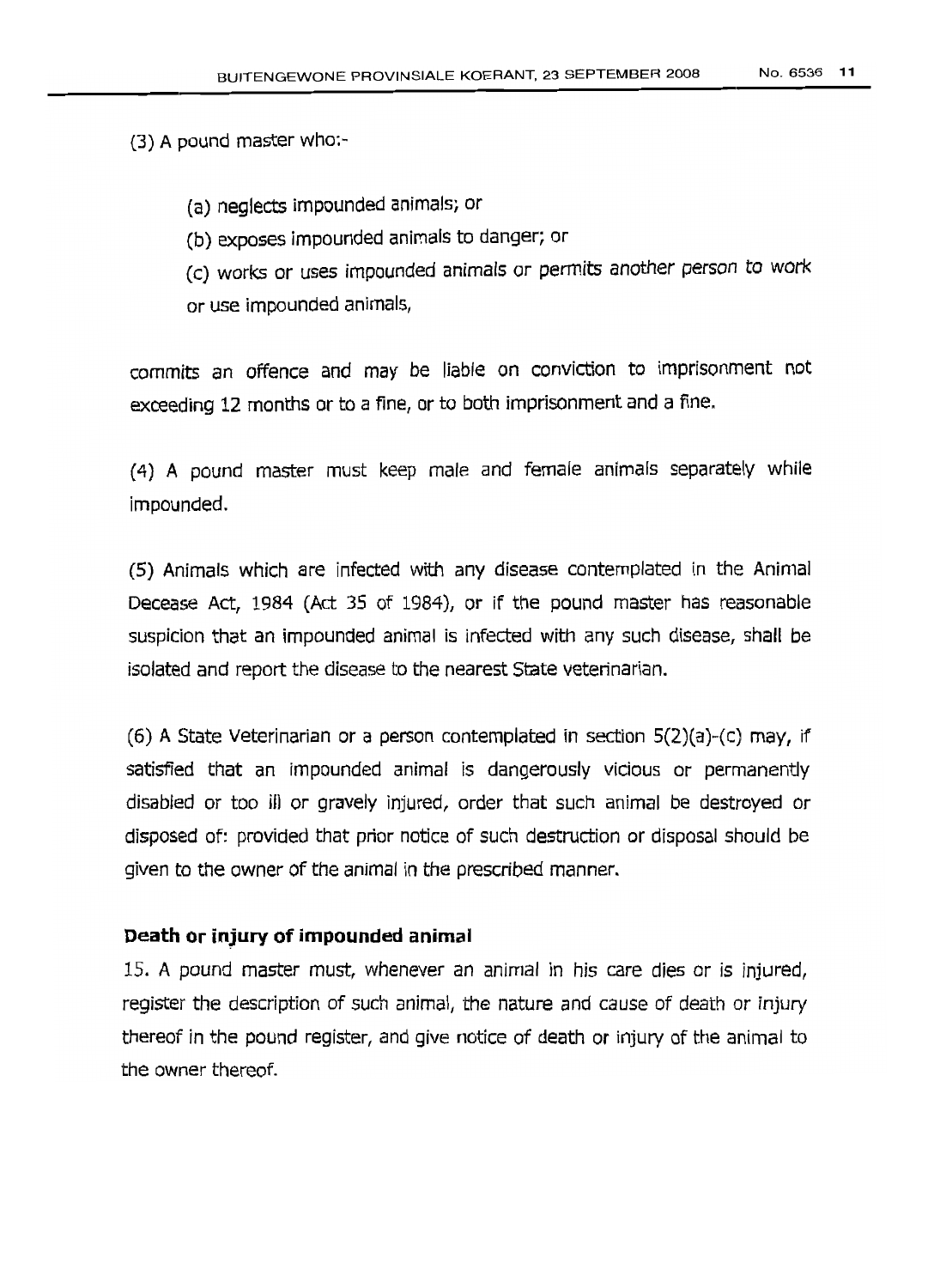(3) A pound master who:-

(a) neglects impounded animals; or

(b) exposes impounded animals to danger; or

(c) works or uses impounded animals or permits another person to work or use impounded animals,

commits an offence and may be liable on conviction to imprisonment not exceeding 12 months or to a fine, or to both imprisonment and a fine.

(4) A pound master must keep male and female animals separately while impounded.

(5) Animals which are infected with any disease contemplated in the Animal Decease Act, 1984 (Act 35 of 1984), or if the pound master has reasonable suspicion that an impounded animal is infected with any such disease, shall be isolated and report the disease to the nearest State veterinarian.

(6) A State Veterinarian or a person contemplated in section 5(2)(a)-(c) may, if satisfied that an impounded animal is dangerously vicious or permanently disabled or too ill or gravely injured, order that such animal be destroyed or disposed of: provided that prior notice of such destruction or disposal should be given to the owner of the animal in the prescribed manner.

**Death or injury of impounded animal**

15. A pound master must, whenever an animal in his care dies or is injured, register the description of such animal, the nature and cause of death or injury thereof in the pound register, and give notice of death or injury of the animal to the owner thereof.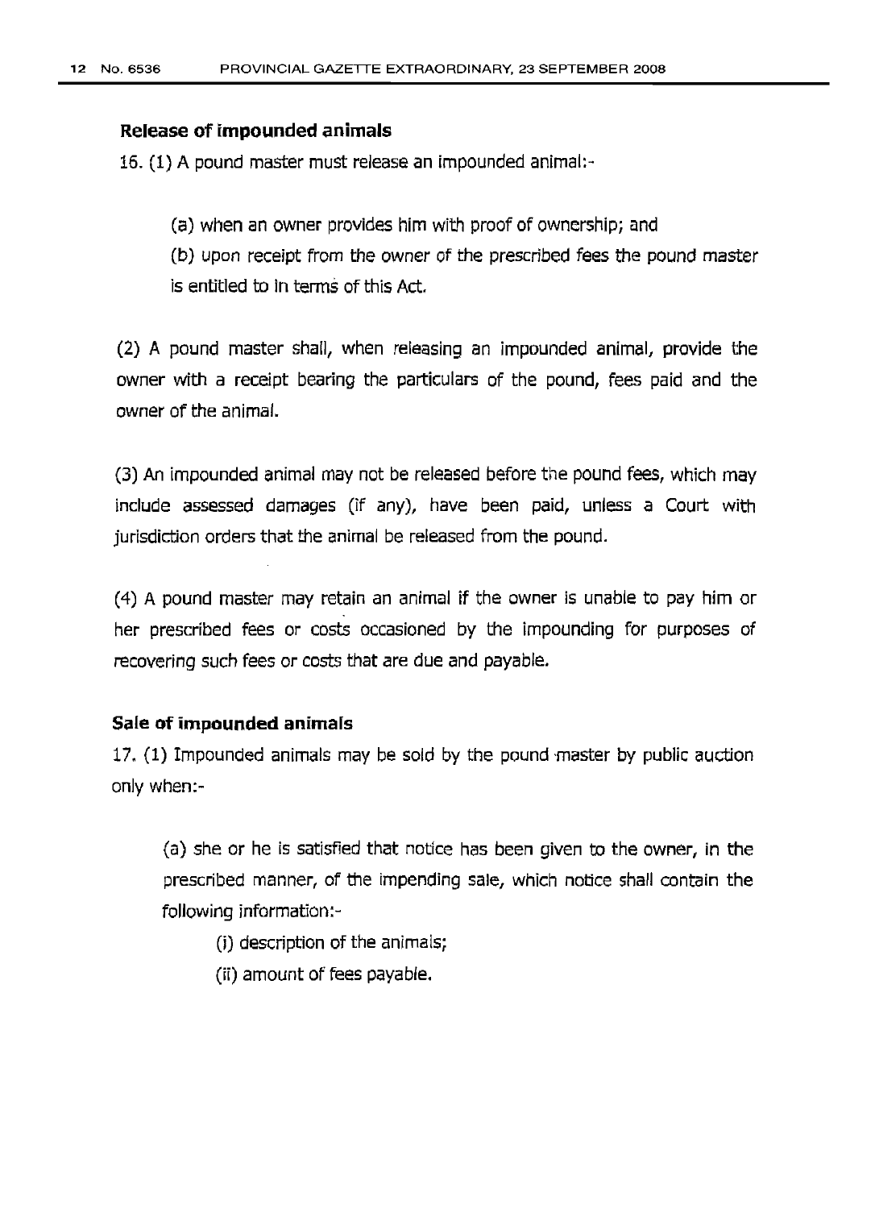**Release of impounded animals**

16. (1) A pound master must release an impounded animal:-

(a) when an owner provides him with proof of ownership; and

(b) upon receipt from the owner of the prescribed fees the pound master is entitled to in terms of this Act.

(2) A pound master shall, when releasing an impounded animal, provide the owner with a receipt bearing the particulars of the pound, fees paid and the owner of the animal.

(3) An impounded animal may not be released before the pound fees, which may include assessed damages (if any), have been paid, unless a Court with jurisdiction orders that the animal be released from the pound.

(4) A pound master may retain an animal if the owner is unable to pay him or her prescribed fees or costs occasioned by the impounding for purposes of recovering such fees or costs that are due and payable.

**Sale of impounded animals**

17. (1) Impounded animals may be sold by the pound master by public auction only when:-

(a) she or he is satisfied that notice has been given to the owner, in the prescribed manner, of the impending sale, which notice shall contain the following information:-

(i) description of the animals;

(ii) amount of fees payable.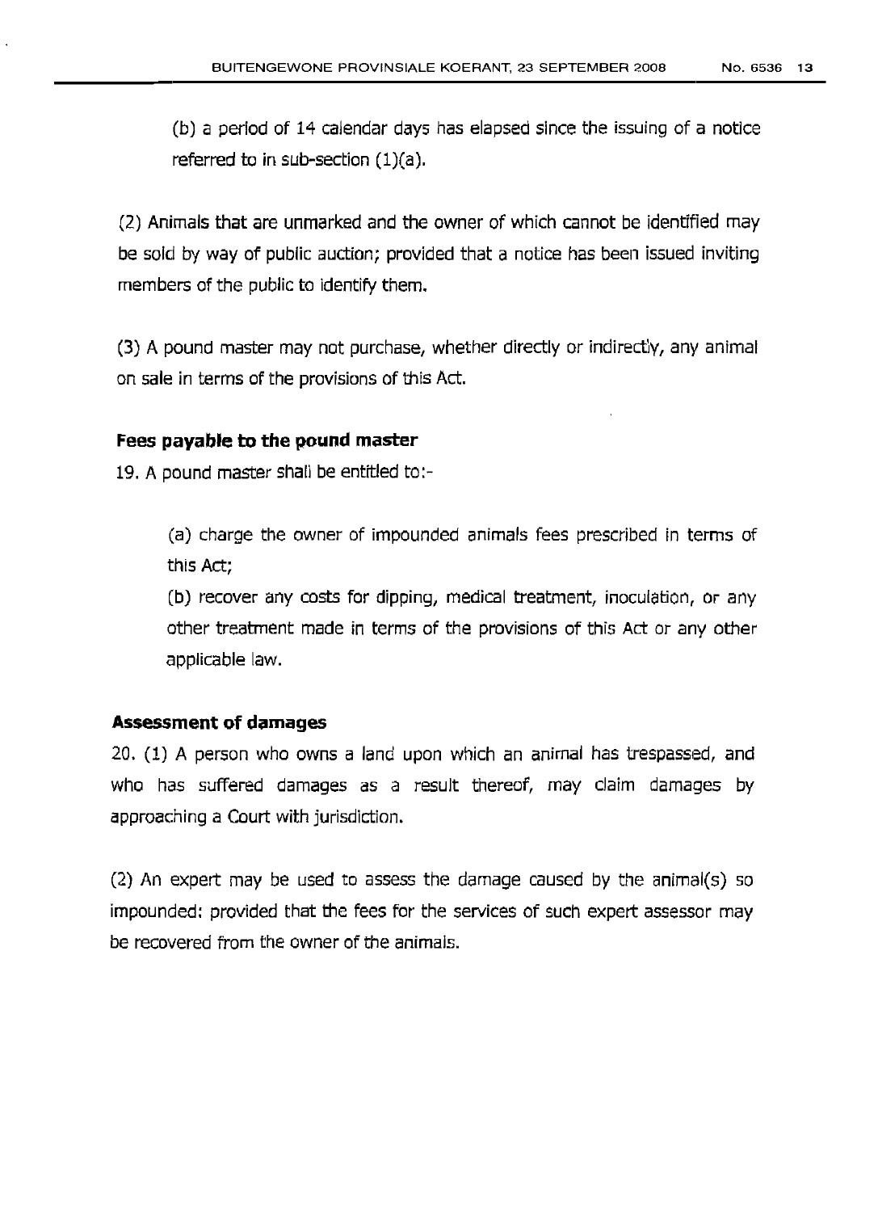(b) a period of 14 calendar days has elapsed since the issuing of a notice referred to in sub-section (1)(a).

(2) Animals that are unmarked and the owner of which cannot be identified may be sold by way of public auction; provided that a notice has been issued inviting members of the public to identify them.

(3) A pound master may not purchase, whether directly or indirectly, any animal on sale in terms of the provisions of this Act.

**Fees payable to the pound master**

19. A pound master shall be entitled to:-

(a) charge the owner of impounded animals fees prescribed in terms of this Act;

(b) recover any costs for dipping, medical treatment, inoculation, or any other treatment made in terms of the provisions of this Act or any other applicable law.

**Assessment of damages**

20. (1) A person who owns a land upon which an animal has trespassed, and who has suffered damages as a result thereof, may claim damages by approaching a Court with jurisdiction.

(2) An expert may be used to assess the damage caused by the animal(s) so impounded: provided that the fees for the services of such expert assessor may be recovered from the owner of the animals.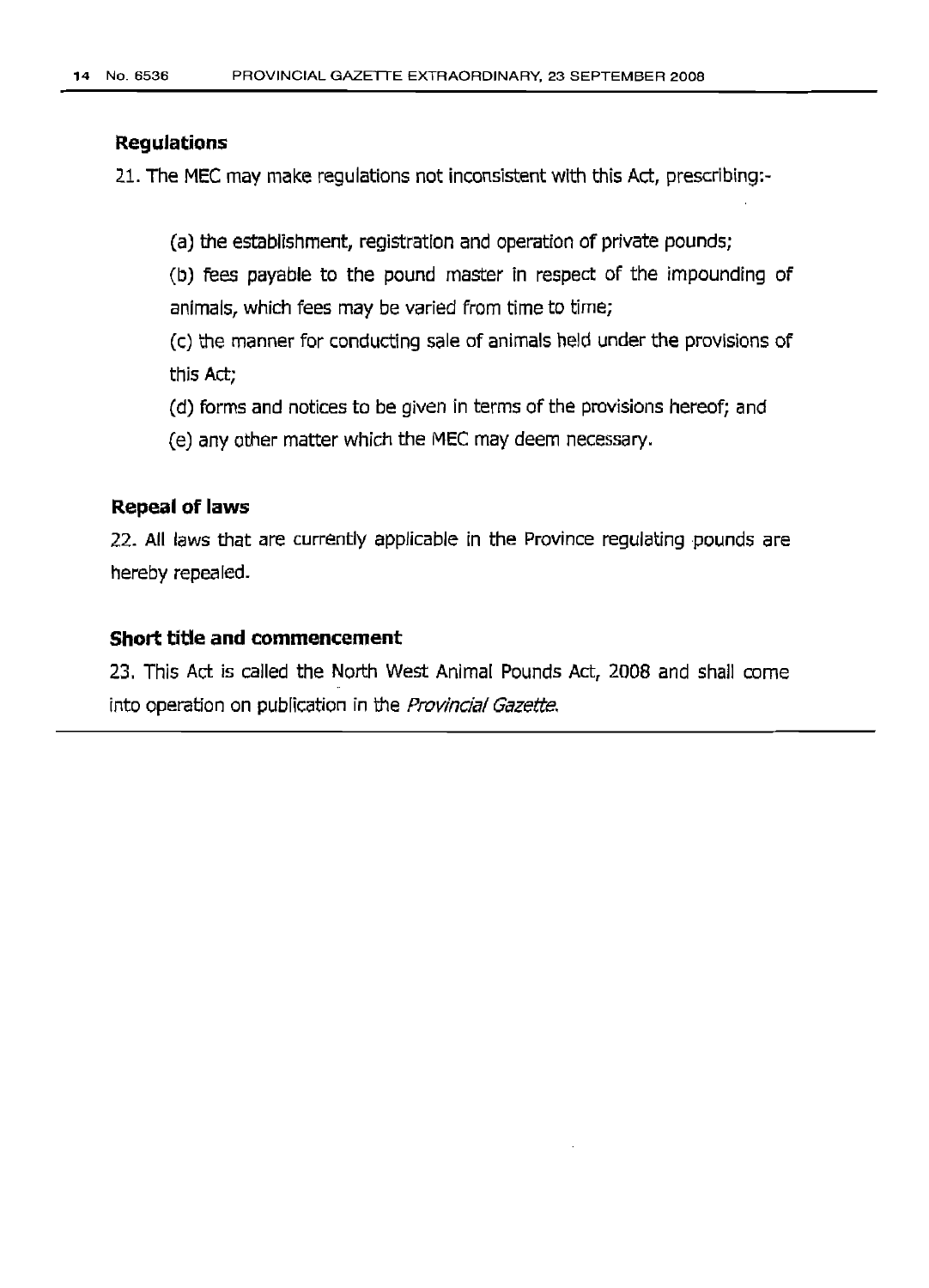**Regulations**

21. The MEC may make regulations not inconsistent with this Act, prescribing:-

(a) the establishment, registration and operation of private pounds;

(b) fees payable to the pound master in respect of the impounding of animals, which fees may be varied from time to time;

(c) the manner for conducting sale of animals held under the provisions of this Act;

(d) forms and notices to be given in terms of the provisions hereof; and

(e) any other matter which the MEC may deem necessary.

**Repeal of laws**

22. All laws that are currently applicable in the Province regulating pounds are hereby repealed.

**Short title and commencement**

23. This Act is called the North West Animal Pounds Act, 2008 and shall come into operation on publication in the *Provincial Gazette*.